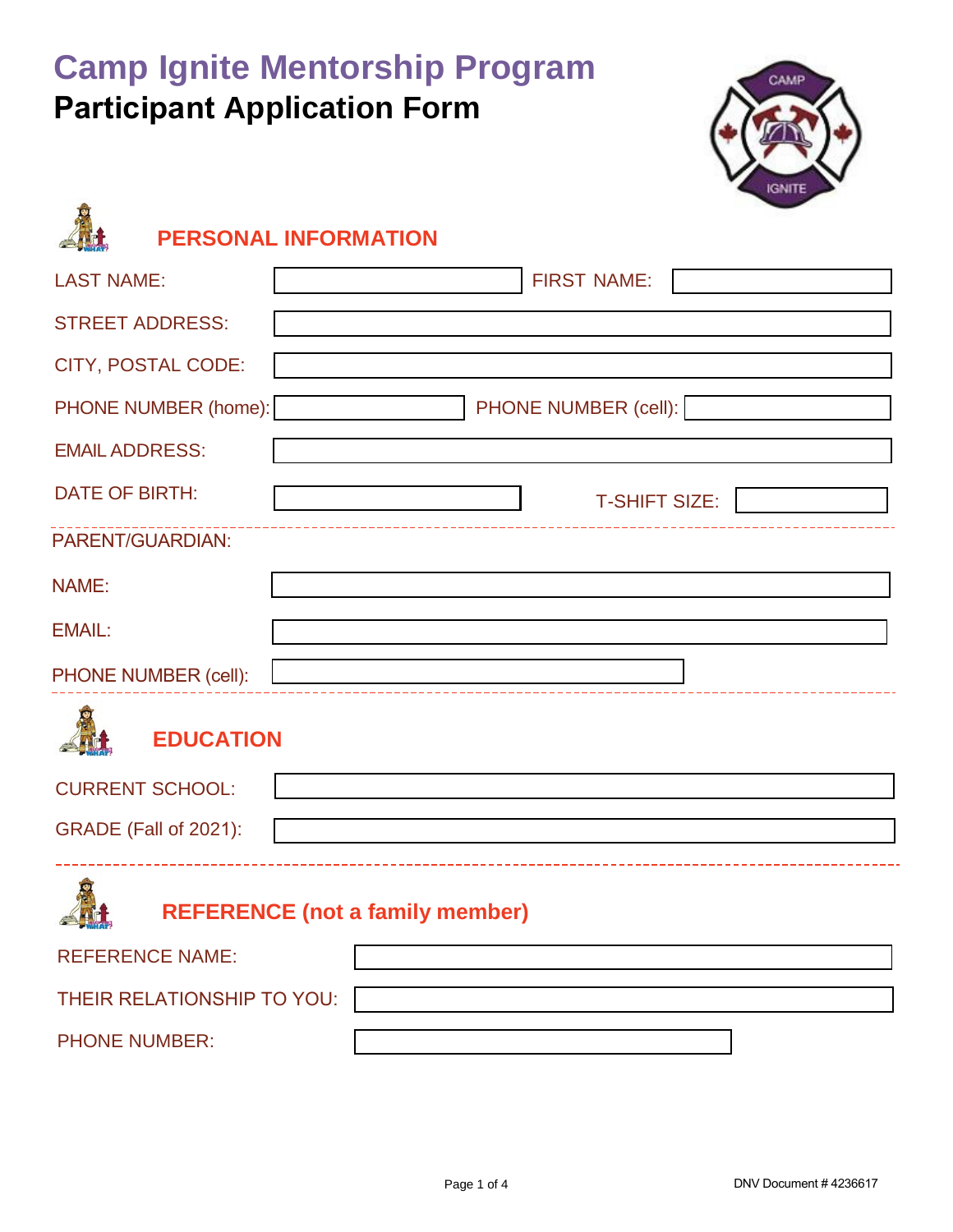# Camp Ignite Mentorship Program

## Participant Application Form

### PERSONAL INFORMATION

LAST NAME: ____________________ FIRST NAME: ____________________

STREET ADDRESS: ____________________

CITY, POSTAL CODE: ____________________

PHONE NUMBER (home): ____________________ PHONE NUMBER (cell): ____________________

EMAIL ADDRESS: ____________________

DATE OF BIRTH: ____________________ T-SHIFT SIZE: ____________________

PARENT/GUARDIAN:

NAME: ____________________

EMAIL: ____________________

PHONE NUMBER (cell): ____________________

### EDUCATION

CURRENT SCHOOL: ____________________

GRADE (Fall of 2021): ____________________

### REFERENCE (not a family member)

REFERENCE NAME: ____________________

THEIR RELATIONSHIP TO YOU: ____________________

PHONE NUMBER: ____________________

DNV Document # 4236617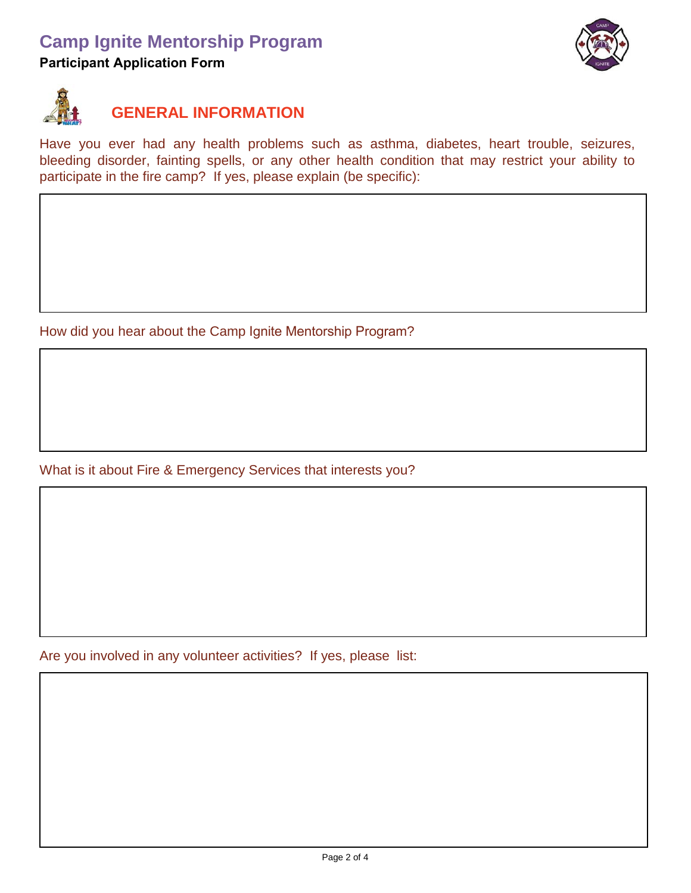# Camp Ignite Mentorship Program

**Participant Application Form**

## GENERAL INFORMATION

Have you ever had any health problems such as asthma, diabetes, heart trouble, seizures, bleeding disorder, fainting spells, or any other health condition that may restrict your ability to participate in the fire camp? If yes, please explain (be specific):

How did you hear about the Camp Ignite Mentorship Program?

What is it about Fire & Emergency Services that interests you?

Are you involved in any volunteer activities? If yes, please list: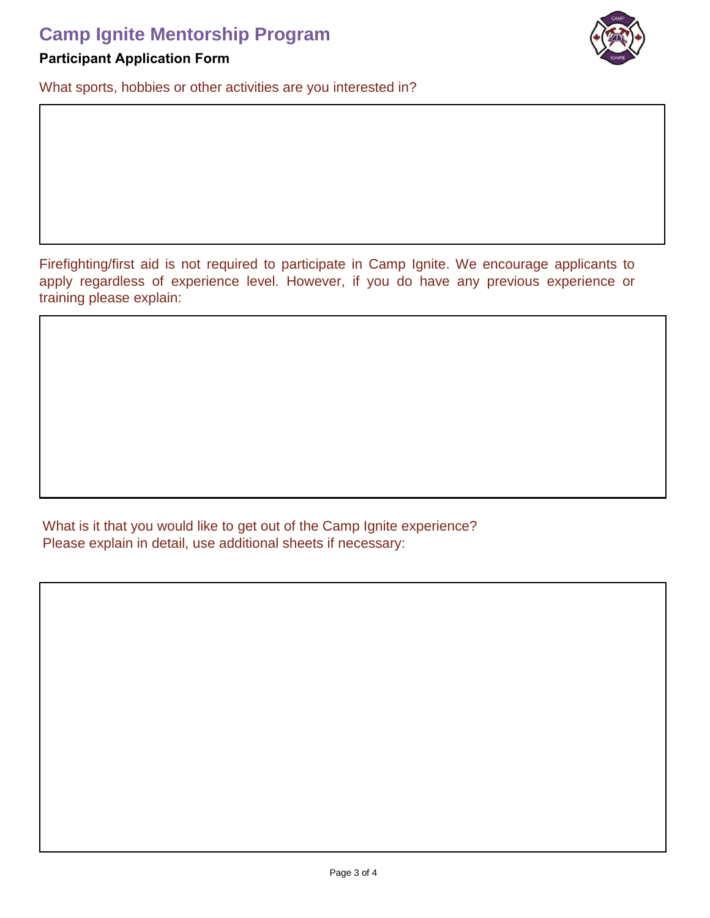# Camp Ignite Mentorship Program

**Participant Application Form**

What sports, hobbies or other activities are you interested in?

Firefighting/first aid is not required to participate in Camp Ignite. We encourage applicants to apply regardless of experience level. However, if you do have any previous experience or training please explain:

What is it that you would like to get out of the Camp Ignite experience?
Please explain in detail, use additional sheets if necessary: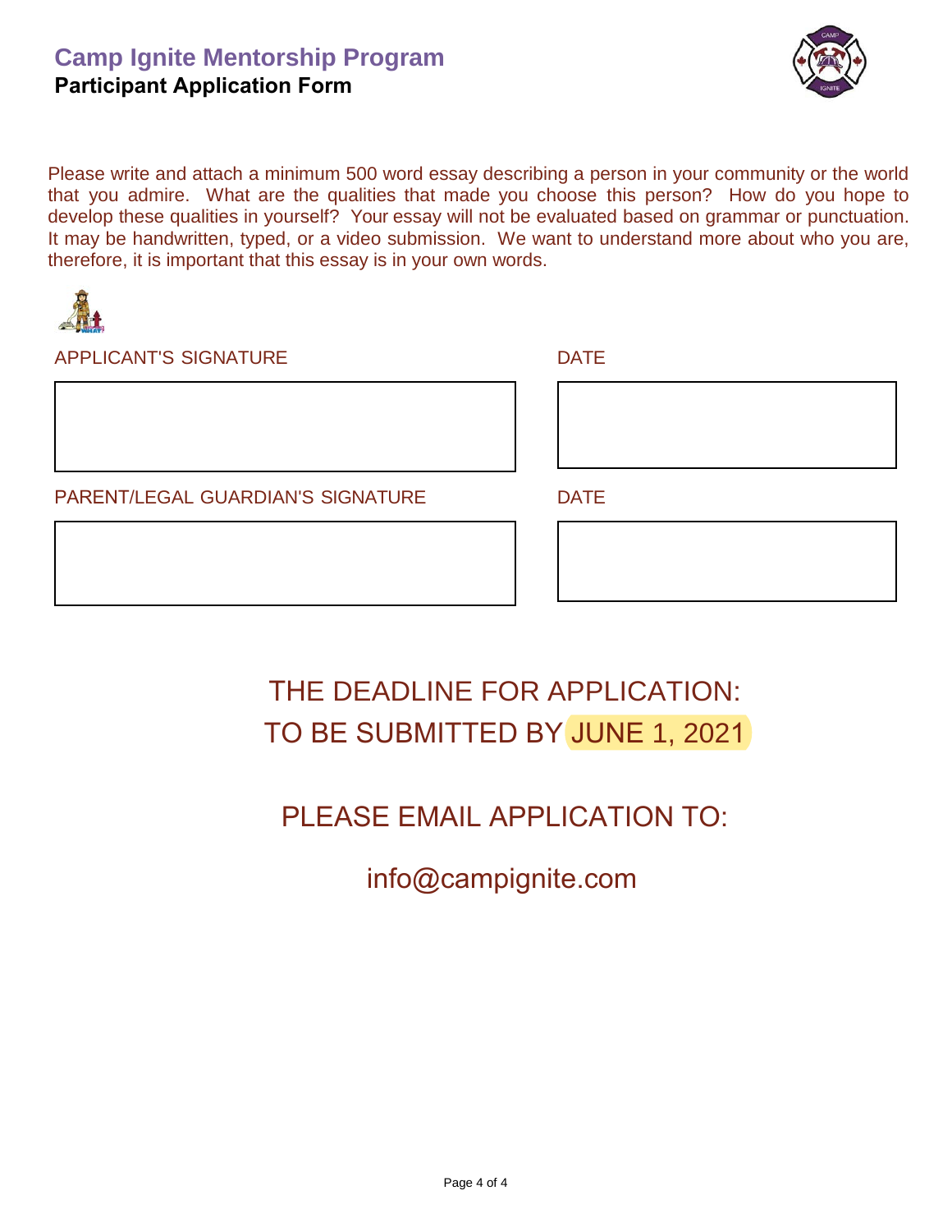# Camp Ignite Mentorship Program

## Participant Application Form

Please write and attach a minimum 500 word essay describing a person in your community or the world that you admire. What are the qualities that made you choose this person? How do you hope to develop these qualities in yourself? Your essay will not be evaluated based on grammar or punctuation. It may be handwritten, typed, or a video submission. We want to understand more about who you are, therefore, it is important that this essay is in your own words.

| APPLICANT'S SIGNATURE | DATE |
| --- | --- |
| | |

| PARENT/LEGAL GUARDIAN'S SIGNATURE | DATE |
| --- | --- |
| | |

THE DEADLINE FOR APPLICATION:

TO BE SUBMITTED BY JUNE 1, 2021

PLEASE EMAIL APPLICATION TO:

info@campignite.com